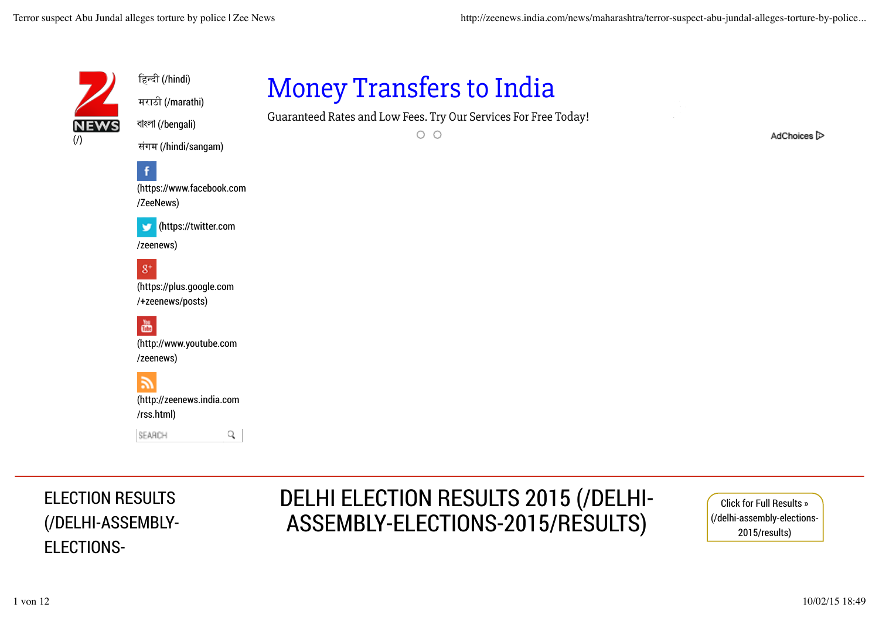(/)

हिन्दी (/hindi)

मराठी (/marathi)

বাংলা (/bengali)

संगम (/hindi/sangam)

(https://www.facebook.com/ZeeNews)

(https://twitter.com/zeenews)

(https://plus.google.com/+zeenews/posts)

(http://www.youtube.com/zeenews)

(http://zeenews.india.com/rss.html)

SEARCH

# Money Transfers to India

Guaranteed Rates and Low Fees. Try Our Services For Free Today!

AdChoices

ELECTION RESULTS (/DELHI-ASSEMBLY-ELECTIONS-

# DELHI ELECTION RESULTS 2015 (/DELHI-ASSEMBLY-ELECTIONS-2015/RESULTS)

Click for Full Results » (/delhi-assembly-elections-2015/results)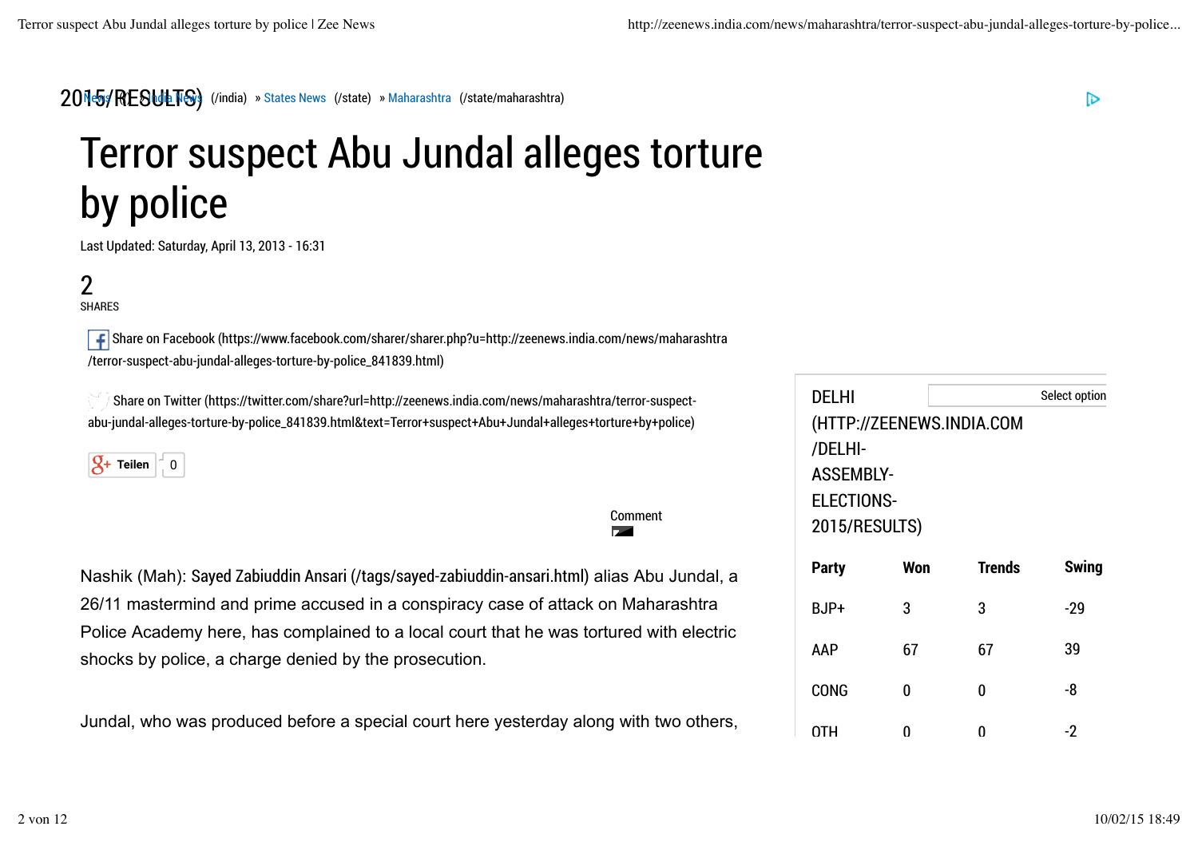2015/RESULTS) News (/) » India News (/india) » States News (/state) » Maharashtra (/state/maharashtra)

# Terror suspect Abu Jundal alleges torture by police

Last Updated: Saturday, April 13, 2013 - 16:31

2
SHARES

Share on Facebook (https://www.facebook.com/sharer/sharer.php?u=http://zeenews.india.com/news/maharashtra/terror-suspect-abu-jundal-alleges-torture-by-police_841839.html)

Share on Twitter (https://twitter.com/share?url=http://zeenews.india.com/news/maharashtra/terror-suspect-abu-jundal-alleges-torture-by-police_841839.html&text=Terror+suspect+Abu+Jundal+alleges+torture+by+police)

Teilen 0

Comment

Nashik (Mah): Sayed Zabiuddin Ansari (/tags/sayed-zabiuddin-ansari.html) alias Abu Jundal, a 26/11 mastermind and prime accused in a conspiracy case of attack on Maharashtra Police Academy here, has complained to a local court that he was tortured with electric shocks by police, a charge denied by the prosecution.

Jundal, who was produced before a special court here yesterday along with two others,

DELHI (HTTP://ZEENEWS.INDIA.COM/DELHI-ASSEMBLY-ELECTIONS-2015/RESULTS)

Select option

| Party | Won | Trends | Swing |
|---|---|---|---|
| BJP+ | 3 | 3 | -29 |
| AAP | 67 | 67 | 39 |
| CONG | 0 | 0 | -8 |
| OTH | 0 | 0 | -2 |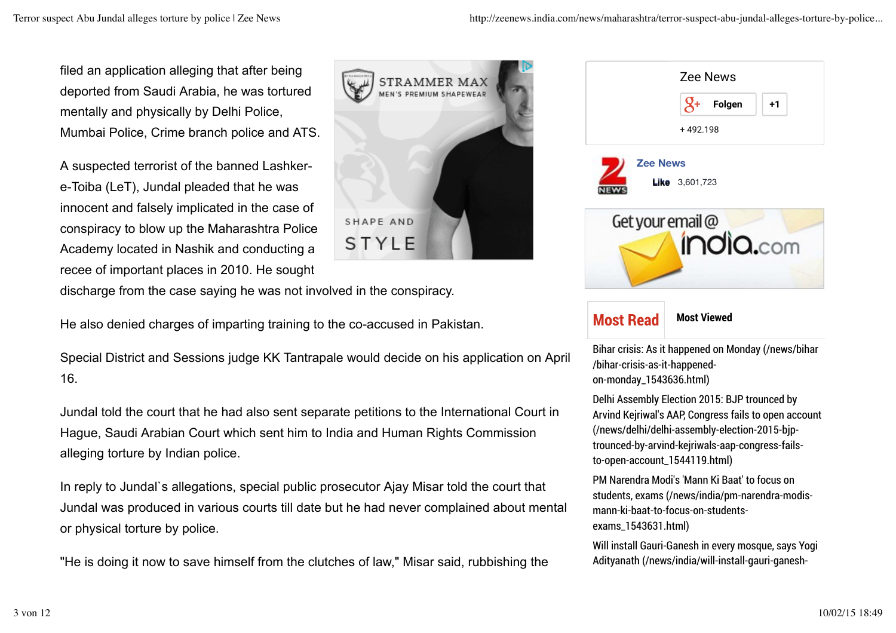filed an application alleging that after being deported from Saudi Arabia, he was tortured mentally and physically by Delhi Police, Mumbai Police, Crime branch police and ATS.

A suspected terrorist of the banned Lashker-e-Toiba (LeT), Jundal pleaded that he was innocent and falsely implicated in the case of conspiracy to blow up the Maharashtra Police Academy located in Nashik and conducting a recee of important places in 2010. He sought discharge from the case saying he was not involved in the conspiracy.

He also denied charges of imparting training to the co-accused in Pakistan.

Special District and Sessions judge KK Tantrapale would decide on his application on April 16.

Jundal told the court that he had also sent separate petitions to the International Court in Hague, Saudi Arabian Court which sent him to India and Human Rights Commission alleging torture by Indian police.

In reply to Jundal`s allegations, special public prosecutor Ajay Misar told the court that Jundal was produced in various courts till date but he had never complained about mental or physical torture by police.

"He is doing it now to save himself from the clutches of law," Misar said, rubbishing the

Zee News

Folgen +1

+ 492.198

Zee News

Like 3,601,723

Most Read

Most Viewed

Bihar crisis: As it happened on Monday (/news/bihar/bihar-crisis-as-it-happened-on-monday_1543636.html)

Delhi Assembly Election 2015: BJP trounced by Arvind Kejriwal's AAP, Congress fails to open account (/news/delhi/delhi-assembly-election-2015-bjp-trounced-by-arvind-kejriwals-aap-congress-fails-to-open-account_1544119.html)

PM Narendra Modi's 'Mann Ki Baat' to focus on students, exams (/news/india/pm-narendra-modis-mann-ki-baat-to-focus-on-students-exams_1543631.html)

Will install Gauri-Ganesh in every mosque, says Yogi Adityanath (/news/india/will-install-gauri-ganesh-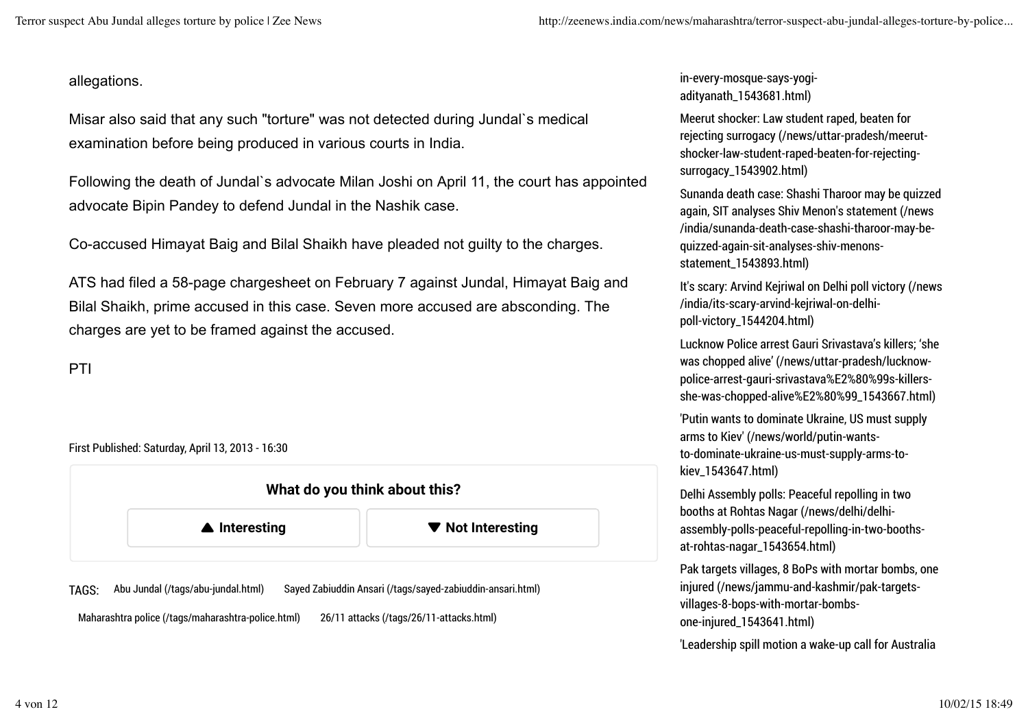allegations.

Misar also said that any such "torture" was not detected during Jundal`s medical examination before being produced in various courts in India.

Following the death of Jundal`s advocate Milan Joshi on April 11, the court has appointed advocate Bipin Pandey to defend Jundal in the Nashik case.

Co-accused Himayat Baig and Bilal Shaikh have pleaded not guilty to the charges.

ATS had filed a 58-page chargesheet on February 7 against Jundal, Himayat Baig and Bilal Shaikh, prime accused in this case. Seven more accused are absconding. The charges are yet to be framed against the accused.

PTI

First Published: Saturday, April 13, 2013 - 16:30

**What do you think about this?**

▲ Interesting ▼ Not Interesting

TAGS: Abu Jundal (/tags/abu-jundal.html) Sayed Zabiuddin Ansari (/tags/sayed-zabiuddin-ansari.html) Maharashtra police (/tags/maharashtra-police.html) 26/11 attacks (/tags/26/11-attacks.html)

in-every-mosque-says-yogi-adityanath_1543681.html)

Meerut shocker: Law student raped, beaten for rejecting surrogacy (/news/uttar-pradesh/meerut-shocker-law-student-raped-beaten-for-rejecting-surrogacy_1543902.html)

Sunanda death case: Shashi Tharoor may be quizzed again, SIT analyses Shiv Menon's statement (/news/india/sunanda-death-case-shashi-tharoor-may-be-quizzed-again-sit-analyses-shiv-menons-statement_1543893.html)

It's scary: Arvind Kejriwal on Delhi poll victory (/news/india/its-scary-arvind-kejriwal-on-delhi-poll-victory_1544204.html)

Lucknow Police arrest Gauri Srivastava's killers; 'she was chopped alive' (/news/uttar-pradesh/lucknow-police-arrest-gauri-srivastava%E2%80%99s-killers-she-was-chopped-alive%E2%80%99_1543667.html)

'Putin wants to dominate Ukraine, US must supply arms to Kiev' (/news/world/putin-wants-to-dominate-ukraine-us-must-supply-arms-to-kiev_1543647.html)

Delhi Assembly polls: Peaceful repolling in two booths at Rohtas Nagar (/news/delhi/delhi-assembly-polls-peaceful-repolling-in-two-booths-at-rohtas-nagar_1543654.html)

Pak targets villages, 8 BoPs with mortar bombs, one injured (/news/jammu-and-kashmir/pak-targets-villages-8-bops-with-mortar-bombs-one-injured_1543641.html)

'Leadership spill motion a wake-up call for Australia